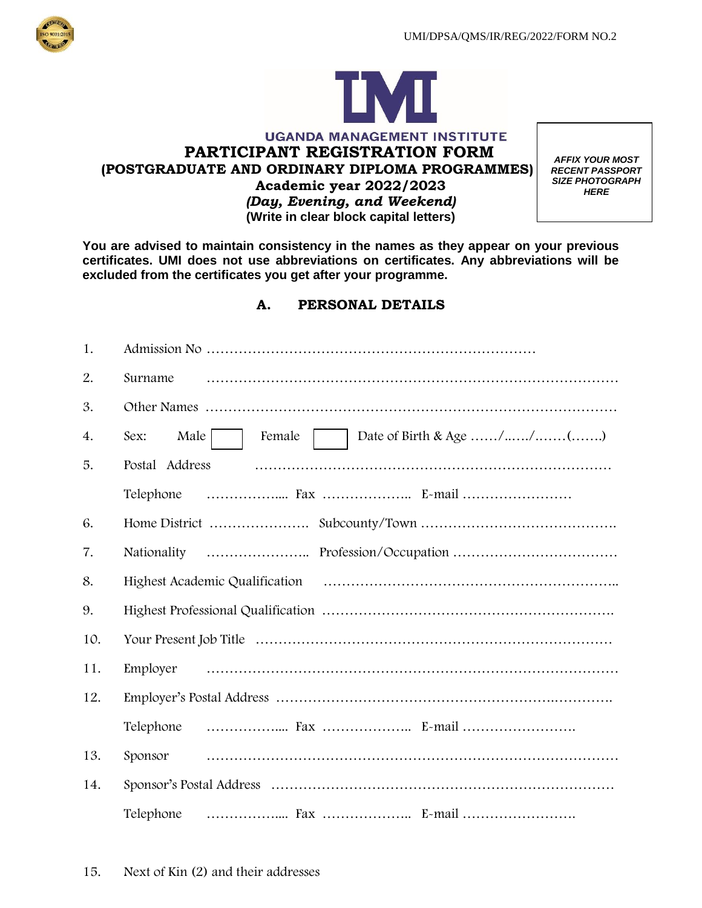UMI/DPSA/QMS/IR/REG/2022/FORM NO.2

UGANDA MANAGEMENT INSTITUTE

# PARTICIPANT REGISTRATION FORM

## (POSTGRADUATE AND ORDINARY DIPLOMA PROGRAMMES)

**Academic year 2022/2023**

***(Day, Evening, and Weekend)***

**(Write in clear block capital letters)**

*AFFIX YOUR MOST RECENT PASSPORT SIZE PHOTOGRAPH HERE*

**You are advised to maintain consistency in the names as they appear on your previous certificates. UMI does not use abbreviations on certificates. Any abbreviations will be excluded from the certificates you get after your programme.**

## A. PERSONAL DETAILS

1. Admission No ……………………………………………………………

2. Surname ……………………………………………………………………………

3. Other Names ……………………………………………………………………………

4. Sex: Male ☐ Female ☐ Date of Birth & Age ……/..…/…….(…….)

5. Postal Address ……………………………………………………………………

   Telephone ……………..... Fax ……………….. E-mail ……………………

6. Home District …………………. Subcounty/Town …………………………………….

7. Nationality ………………….. Profession/Occupation ………………………………

8. Highest Academic Qualification …………………………………………………...

9. Highest Professional Qualification ………………………………………………….

10. Your Present Job Title ……………………………………………………………

11. Employer ……………………………………………………………………………

12. Employer's Postal Address ……………………………………………….………….

    Telephone ……………..... Fax ……………….. E-mail …………………….

13. Sponsor ……………………………………………………………………………

14. Sponsor's Postal Address ………………………………………………………………

    Telephone ……………..... Fax ……………….. E-mail …………………….

15. Next of Kin (2) and their addresses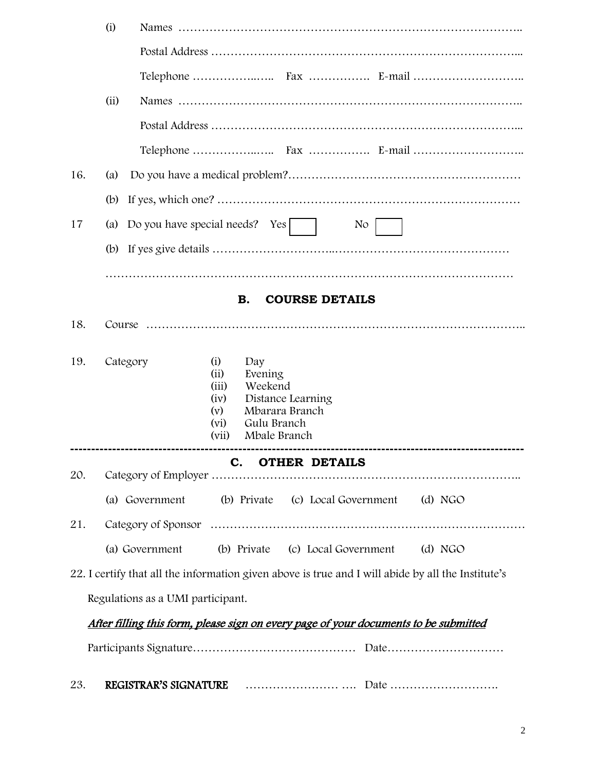(i) Names ……………………………………………………………………………..

Postal Address …………………………………………………………………...

Telephone ……………..….. Fax ……………. E-mail ………………………..

(ii) Names ……………………………………………………………………………..

Postal Address …………………………………………………………………...

Telephone ……………..….. Fax ……………. E-mail ………………………..

16. (a) Do you have a medical problem?……………………………………………………

(b) If yes, which one? ……………………………………………………………………

17 (a) Do you have special needs? Yes ☐ No ☐

(b) If yes give details ………………………..………………………………………

……………………………………………………………………………………………

## B. COURSE DETAILS

18. Course ……………………………………………………………………………………..

19. Category
- (i) Day
- (ii) Evening
- (iii) Weekend
- (iv) Distance Learning
- (v) Mbarara Branch
- (vi) Gulu Branch
- (vii) Mbale Branch

---

## C. OTHER DETAILS

20. Category of Employer ………………………………………………………………..

(a) Government (b) Private (c) Local Government (d) NGO

21. Category of Sponsor ……………………………………………………………………

(a) Government (b) Private (c) Local Government (d) NGO

22. I certify that all the information given above is true and I will abide by all the Institute's Regulations as a UMI participant.

***After filling this form, please sign on every page of your documents to be submitted***

Participants Signature…………………………………… Date…………………………

23. **REGISTRAR'S SIGNATURE** …………………… …. Date ……………………….